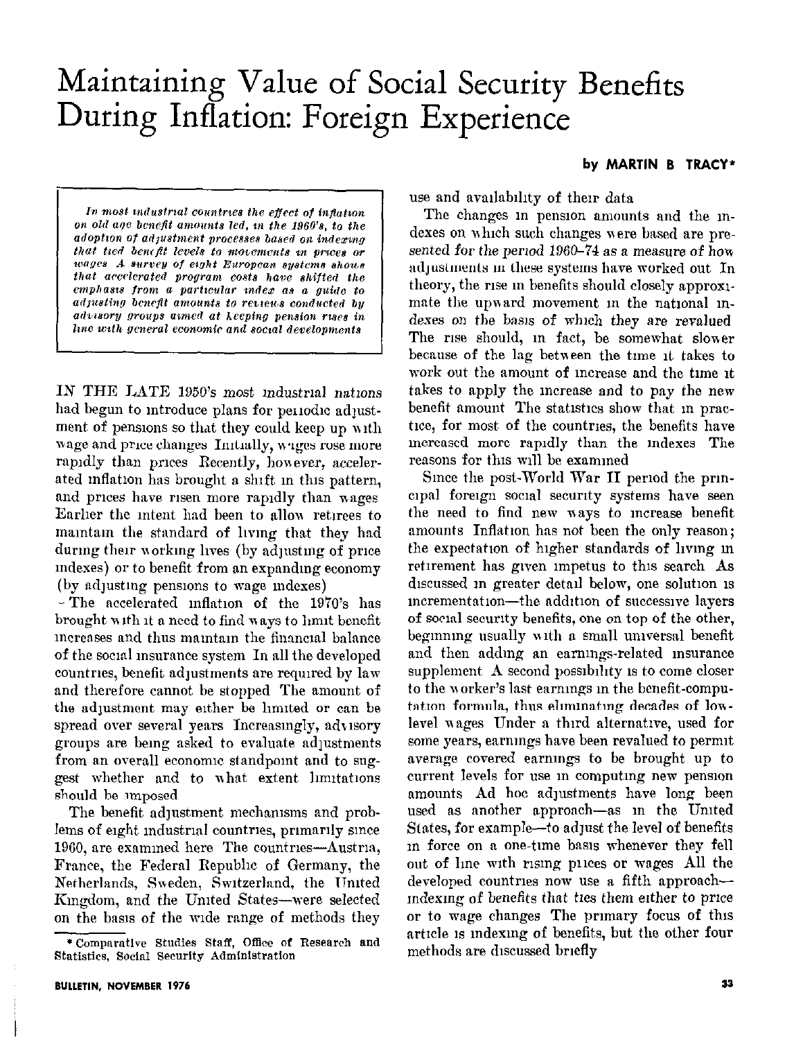# Maintaining Value of Social Security Benefits During Inflation: Foreign Experience

**by MARTIN B TRACY***

*In most industrial countries the effect of inflation on old age benefit amounts led, in the 1960's, to the adoption of adjustment processes based on indexing that tied benefit levels to movements in prices or wages A survey of eight European systems shows that accelerated program costs have shifted the emphasis from a particular index as a guide to adjusting benefit amounts to reviews conducted by advisory groups aimed at keeping pension rises in line with general economic and social developments*

IN THE LATE 1950's most industrial nations had begun to introduce plans for periodic adjustment of pensions so that they could keep up with wage and price changes Initially, wages rose more rapidly than prices Recently, however, accelerated inflation has brought a shift in this pattern, and prices have risen more rapidly than wages Earlier the intent had been to allow retirees to maintain the standard of living that they had during their working lives (by adjusting of price indexes) or to benefit from an expanding economy (by adjusting pensions to wage indexes)

The accelerated inflation of the 1970's has brought with it a need to find ways to limit benefit increases and thus maintain the financial balance of the social insurance system In all the developed countries, benefit adjustments are required by law and therefore cannot be stopped The amount of the adjustment may either be limited or can be spread over several years Increasingly, advisory groups are being asked to evaluate adjustments from an overall economic standpoint and to suggest whether and to what extent limitations should be imposed

The benefit adjustment mechanisms and problems of eight industrial countries, primarily since 1960, are examined here The countries—Austria, France, the Federal Republic of Germany, the Netherlands, Sweden, Switzerland, the United Kingdom, and the United States—were selected on the basis of the wide range of methods they use and availability of their data

The changes in pension amounts and the indexes on which such changes were based are presented for the period 1960–74 as a measure of how adjustments in these systems have worked out In theory, the rise in benefits should closely approximate the upward movement in the national indexes on the basis of which they are revalued The rise should, in fact, be somewhat slower because of the lag between the time it takes to work out the amount of increase and the time it takes to apply the increase and to pay the new benefit amount The statistics show that in practice, for most of the countries, the benefits have increased more rapidly than the indexes The reasons for this will be examined

Since the post-World War II period the principal foreign social security systems have seen the need to find new ways to increase benefit amounts Inflation has not been the only reason; the expectation of higher standards of living in retirement has given impetus to this search As discussed in greater detail below, one solution is incrementation—the addition of successive layers of social security benefits, one on top of the other, beginning usually with a small universal benefit and then adding an earnings-related insurance supplement A second possibility is to come closer to the worker's last earnings in the benefit-computation formula, thus eliminating decades of low-level wages Under a third alternative, used for some years, earnings have been revalued to permit average covered earnings to be brought up to current levels for use in computing new pension amounts Ad hoc adjustments have long been used as another approach—as in the United States, for example—to adjust the level of benefits in force on a one-time basis whenever they fell out of line with rising prices or wages All the developed countries now use a fifth approach—indexing of benefits that ties them either to price or to wage changes The primary focus of this article is indexing of benefits, but the other four methods are discussed briefly

\* Comparative Studies Staff, Office of Research and Statistics, Social Security Administration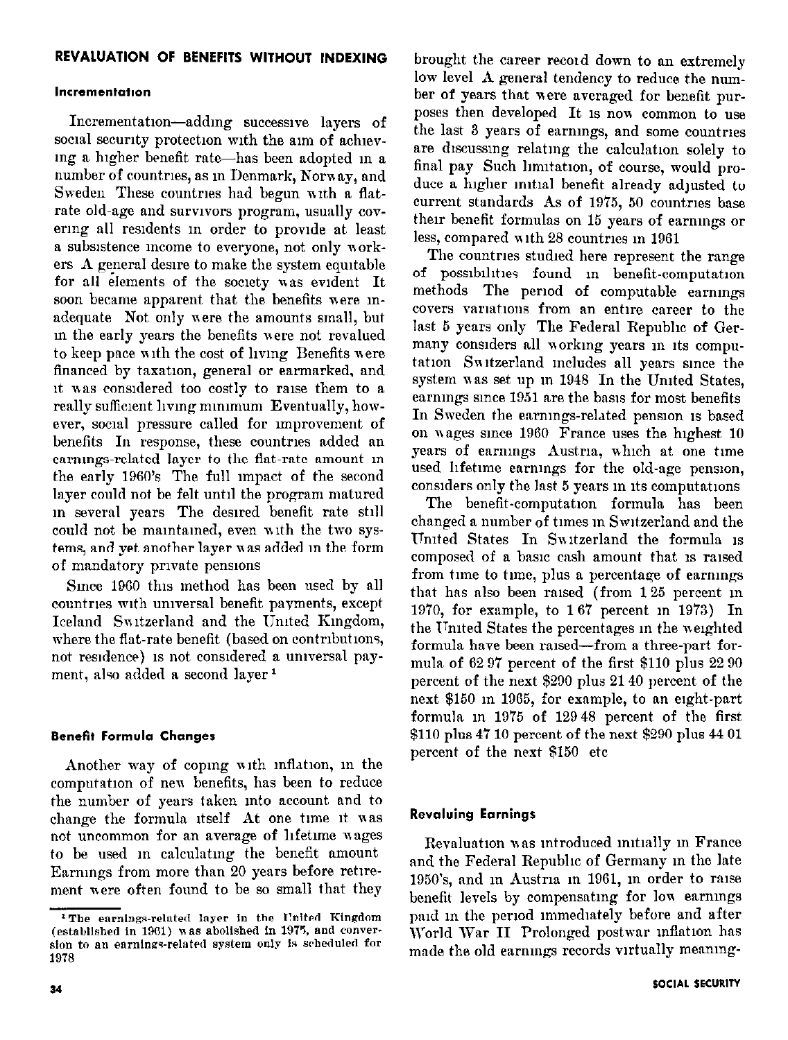## REVALUATION OF BENEFITS WITHOUT INDEXING

### Incrementation

Incrementation—adding successive layers of social security protection with the aim of achieving a higher benefit rate—has been adopted in a number of countries, as in Denmark, Norway, and Sweden. These countries had begun with a flat-rate old-age and survivors program, usually covering all residents in order to provide at least a subsistence income to everyone, not only workers. A general desire to make the system equitable for all elements of the society was evident. It soon became apparent that the benefits were inadequate. Not only were the amounts small, but in the early years the benefits were not revalued to keep pace with the cost of living. Benefits were financed by taxation, general or earmarked, and it was considered too costly to raise them to a really sufficient living minimum. Eventually, however, social pressure called for improvement of benefits. In response, these countries added an earnings-related layer to the flat-rate amount in the early 1960's. The full impact of the second layer could not be felt until the program matured in several years. The desired benefit rate still could not be maintained, even with the two systems, and yet another layer was added in the form of mandatory private pensions.

Since 1960 this method has been used by all countries with universal benefit payments, except Iceland. Switzerland and the United Kingdom, where the flat-rate benefit (based on contributions, not residence) is not considered a universal payment, also added a second layer.[1]

### Benefit Formula Changes

Another way of coping with inflation, in the computation of new benefits, has been to reduce the number of years taken into account and to change the formula itself. At one time it was not uncommon for an average of lifetime wages to be used in calculating the benefit amount. Earnings from more than 20 years before retirement were often found to be so small that they brought the career record down to an extremely low level. A general tendency to reduce the number of years that were averaged for benefit purposes then developed. It is now common to use the last 3 years of earnings, and some countries are discussing relating the calculation solely to final pay. Such limitation, of course, would produce a higher initial benefit already adjusted to current standards. As of 1975, 50 countries base their benefit formulas on 15 years of earnings or less, compared with 28 countries in 1961.

The countries studied here represent the range of possibilities found in benefit-computation methods. The period of computable earnings covers variations from an entire career to the last 5 years only. The Federal Republic of Germany considers all working years in its computation. Switzerland includes all years since the system was set up in 1948. In the United States, earnings since 1951 are the basis for most benefits. In Sweden the earnings-related pension is based on wages since 1960. France uses the highest 10 years of earnings. Austria, which at one time used lifetime earnings for the old-age pension, considers only the last 5 years in its computations.

The benefit-computation formula has been changed a number of times in Switzerland and the United States. In Switzerland the formula is composed of a basic cash amount that is raised from time to time, plus a percentage of earnings that has also been raised (from 1.25 percent in 1970, for example, to 1.67 percent in 1973). In the United States the percentages in the weighted formula have been raised—from a three-part formula of 62.97 percent of the first \$110 plus 22.90 percent of the next \$290 plus 21.40 percent of the next \$150 in 1965, for example, to an eight-part formula in 1975 of 129.48 percent of the first \$110 plus 47.10 percent of the next \$290 plus 44.01 percent of the next \$150, etc.

### Revaluing Earnings

Revaluation was introduced initially in France and the Federal Republic of Germany in the late 1950's, and in Austria in 1961, in order to raise benefit levels by compensating for low earnings paid in the period immediately before and after World War II. Prolonged postwar inflation has made the old earnings records virtually meaning-

[1] The earnings-related layer in the United Kingdom (established in 1961) was abolished in 1975, and conversion to an earnings-related system only is scheduled for 1978.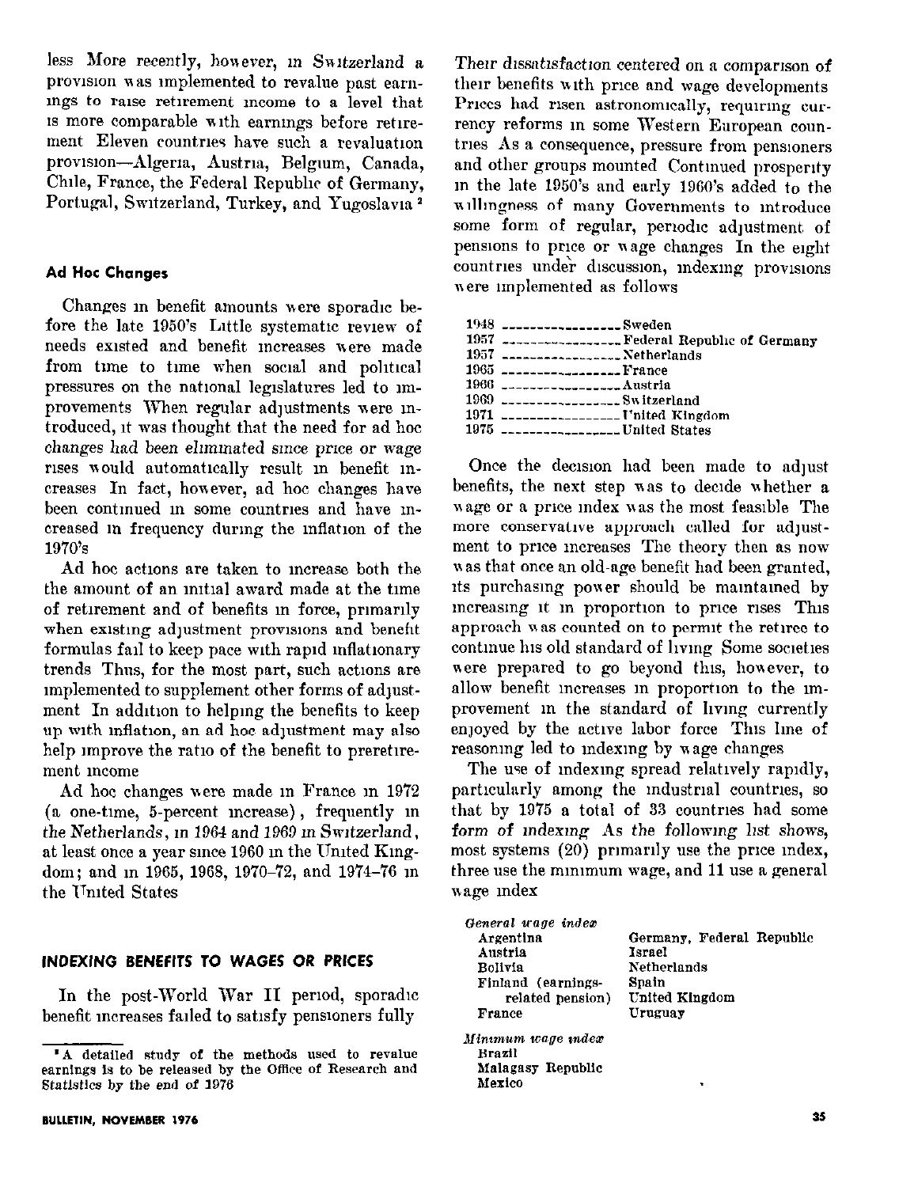less More recently, however, in Switzerland a provision was implemented to revalue past earnings to raise retirement income to a level that is more comparable with earnings before retirement Eleven countries have such a revaluation provision—Algeria, Austria, Belgium, Canada, Chile, France, the Federal Republic of Germany, Portugal, Switzerland, Turkey, and Yugoslavia [2]

### Ad Hoc Changes

Changes in benefit amounts were sporadic before the late 1950's Little systematic review of needs existed and benefit increases were made from time to time when social and political pressures on the national legislatures led to improvements When regular adjustments were introduced, it was thought that the need for ad hoc changes had been eliminated since price or wage rises would automatically result in benefit increases In fact, however, ad hoc changes have been continued in some countries and have increased in frequency during the inflation of the 1970's

Ad hoc actions are taken to increase both the the amount of an initial award made at the time of retirement and of benefits in force, primarily when existing adjustment provisions and benefit formulas fail to keep pace with rapid inflationary trends Thus, for the most part, such actions are implemented to supplement other forms of adjustment In addition to helping the benefits to keep up with inflation, an ad hoc adjustment may also help improve the ratio of the benefit to preretirement income

Ad hoc changes were made in France in 1972 (a one-time, 5-percent increase), frequently in the Netherlands, in 1964 and 1969 in Switzerland, at least once a year since 1960 in the United Kingdom; and in 1965, 1968, 1970–72, and 1974–76 in the United States

## INDEXING BENEFITS TO WAGES OR PRICES

In the post-World War II period, sporadic benefit increases failed to satisfy pensioners fully Their dissatisfaction centered on a comparison of their benefits with price and wage developments Prices had risen astronomically, requiring currency reforms in some Western European countries As a consequence, pressure from pensioners and other groups mounted Continued prosperity in the late 1950's and early 1960's added to the willingness of many Governments to introduce some form of regular, periodic adjustment of pensions to price or wage changes In the eight countries under discussion, indexing provisions were implemented as follows

| | |
|---|---|
| 1948 | Sweden |
| 1957 | Federal Republic of Germany |
| 1957 | Netherlands |
| 1965 | France |
| 1966 | Austria |
| 1969 | Switzerland |
| 1971 | United Kingdom |
| 1975 | United States |

Once the decision had been made to adjust benefits, the next step was to decide whether a wage or a price index was the most feasible The more conservative approach called for adjustment to price increases The theory then as now was that once an old-age benefit had been granted, its purchasing power should be maintained by increasing it in proportion to price rises This approach was counted on to permit the retiree to continue his old standard of living Some societies were prepared to go beyond this, however, to allow benefit increases in proportion to the improvement in the standard of living currently enjoyed by the active labor force This line of reasoning led to indexing by wage changes

The use of indexing spread relatively rapidly, particularly among the industrial countries, so that by 1975 a total of 33 countries had some form of indexing As the following list shows, most systems (20) primarily use the price index, three use the minimum wage, and 11 use a general wage index

*General wage index*

| | |
|---|---|
| Argentina | Germany, Federal Republic |
| Austria | Israel |
| Bolivia | Netherlands |
| Finland (earnings-related pension) | Spain |
| France | United Kingdom |
| | Uruguay |

*Minimum wage index*

- Brazil
- Malagasy Republic
- Mexico

[2] A detailed study of the methods used to revalue earnings is to be released by the Office of Research and Statistics by the end of 1976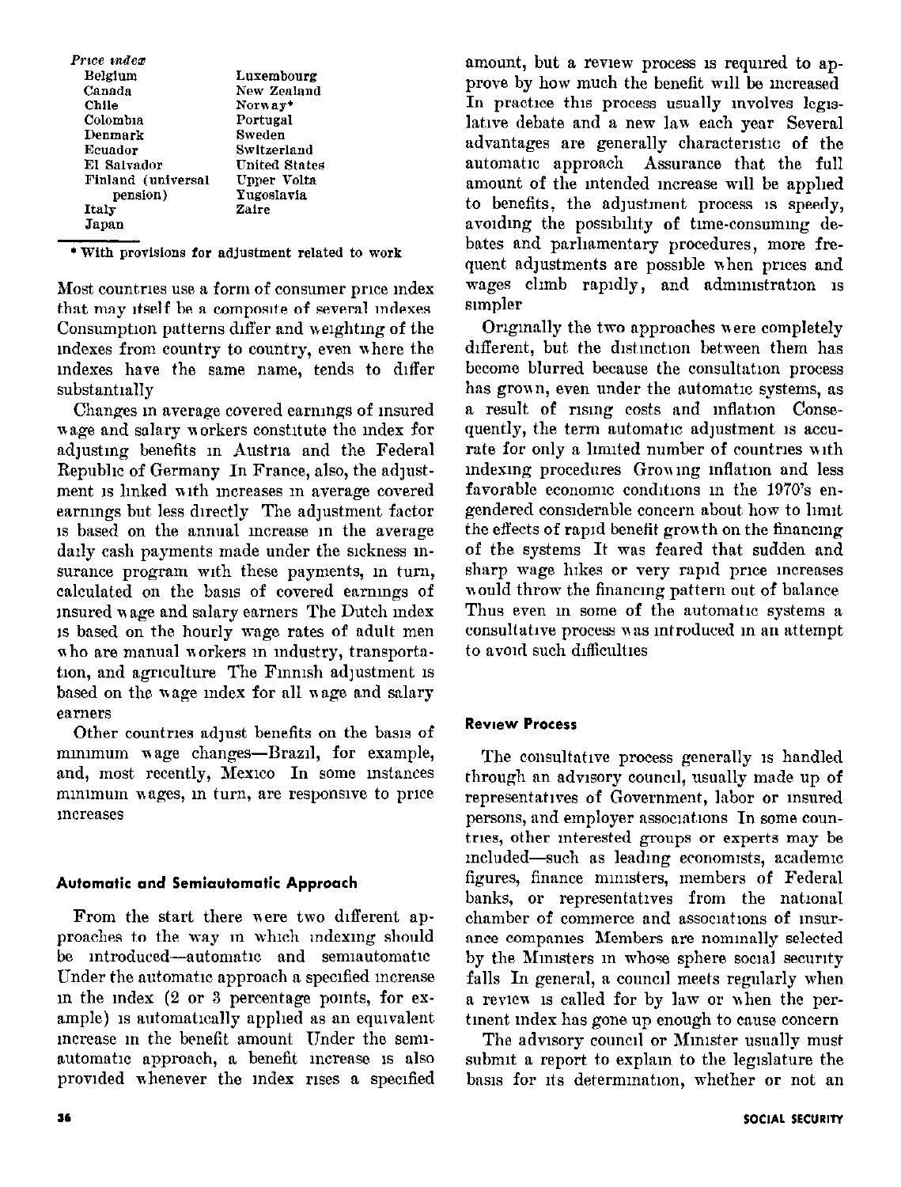*Price index*

| | |
|---|---|
| Belgium | Luxembourg |
| Canada | New Zealand |
| Chile | Norway* |
| Colombia | Portugal |
| Denmark | Sweden |
| Ecuador | Switzerland |
| El Salvador | United States |
| Finland (universal pension) | Upper Volta |
| Italy | Yugoslavia |
| Japan | Zaire |

\* With provisions for adjustment related to work

Most countries use a form of consumer price index that may itself be a composite of several indexes. Consumption patterns differ and weighting of the indexes from country to country, even where the indexes have the same name, tends to differ substantially.

Changes in average covered earnings of insured wage and salary workers constitute the index for adjusting benefits in Austria and the Federal Republic of Germany. In France, also, the adjustment is linked with increases in average covered earnings but less directly. The adjustment factor is based on the annual increase in the average daily cash payments made under the sickness insurance program with these payments, in turn, calculated on the basis of covered earnings of insured wage and salary earners. The Dutch index is based on the hourly wage rates of adult men who are manual workers in industry, transportation, and agriculture. The Finnish adjustment is based on the wage index for all wage and salary earners.

Other countries adjust benefits on the basis of minimum wage changes—Brazil, for example, and, most recently, Mexico. In some instances minimum wages, in turn, are responsive to price increases.

### Automatic and Semiautomatic Approach

From the start there were two different approaches to the way in which indexing should be introduced—automatic and semiautomatic. Under the automatic approach a specified increase in the index (2 or 3 percentage points, for example) is automatically applied as an equivalent increase in the benefit amount. Under the semiautomatic approach, a benefit increase is also provided whenever the index rises a specified amount, but a review process is required to approve by how much the benefit will be increased. In practice this process usually involves legislative debate and a new law each year. Several advantages are generally characteristic of the automatic approach: Assurance that the full amount of the intended increase will be applied to benefits, the adjustment process is speedy, avoiding the possibility of time-consuming debates and parliamentary procedures, more frequent adjustments are possible when prices and wages climb rapidly, and administration is simpler.

Originally the two approaches were completely different, but the distinction between them has become blurred because the consultation process has grown, even under the automatic systems, as a result of rising costs and inflation. Consequently, the term automatic adjustment is accurate for only a limited number of countries with indexing procedures. Growing inflation and less favorable economic conditions in the 1970's engendered considerable concern about how to limit the effects of rapid benefit growth on the financing of the systems. It was feared that sudden and sharp wage hikes or very rapid price increases would throw the financing pattern out of balance. Thus even in some of the automatic systems a consultative process was introduced in an attempt to avoid such difficulties.

### Review Process

The consultative process generally is handled through an advisory council, usually made up of representatives of Government, labor or insured persons, and employer associations. In some countries, other interested groups or experts may be included—such as leading economists, academic figures, finance ministers, members of Federal banks, or representatives from the national chamber of commerce and associations of insurance companies. Members are nominally selected by the Ministers in whose sphere social security falls. In general, a council meets regularly when a review is called for by law or when the pertinent index has gone up enough to cause concern.

The advisory council or Minister usually must submit a report to explain to the legislature the basis for its determination, whether or not an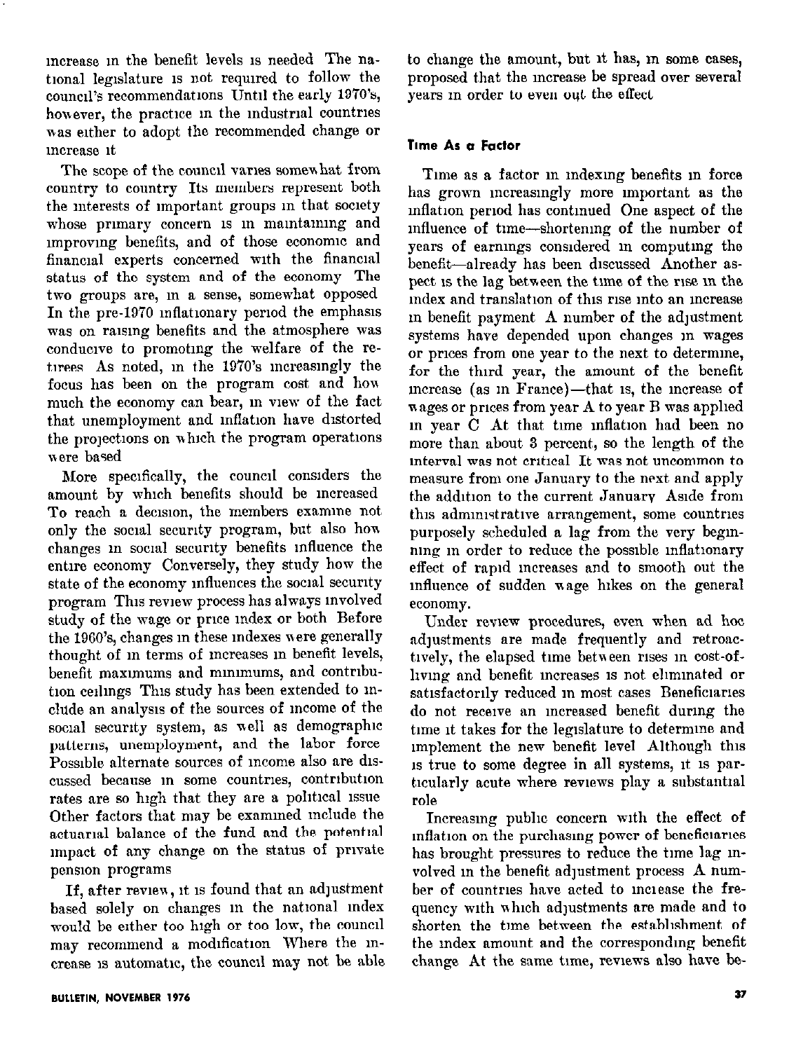increase in the benefit levels is needed The national legislature is not required to follow the council's recommendations Until the early 1970's, however, the practice in the industrial countries was either to adopt the recommended change or increase it

The scope of the council varies somewhat from country to country Its members represent both the interests of important groups in that society whose primary concern is in maintaining and improving benefits, and of those economic and financial experts concerned with the financial status of the system and of the economy The two groups are, in a sense, somewhat opposed In the pre-1970 inflationary period the emphasis was on raising benefits and the atmosphere was conducive to promoting the welfare of the retirees As noted, in the 1970's increasingly the focus has been on the program cost and how much the economy can bear, in view of the fact that unemployment and inflation have distorted the projections on which the program operations were based

More specifically, the council considers the amount by which benefits should be increased To reach a decision, the members examine not only the social security program, but also how changes in social security benefits influence the entire economy Conversely, they study how the state of the economy influences the social security program This review process has always involved study of the wage or price index or both Before the 1960's, changes in these indexes were generally thought of in terms of increases in benefit levels, benefit maximums and minimums, and contribution ceilings This study has been extended to include an analysis of the sources of income of the social security system, as well as demographic patterns, unemployment, and the labor force Possible alternate sources of income also are discussed because in some countries, contribution rates are so high that they are a political issue Other factors that may be examined include the actuarial balance of the fund and the potential impact of any change on the status of private pension programs

If, after review, it is found that an adjustment based solely on changes in the national index would be either too high or too low, the council may recommend a modification Where the increase is automatic, the council may not be able to change the amount, but it has, in some cases, proposed that the increase be spread over several years in order to even out the effect

### Time As a Factor

Time as a factor in indexing benefits in force has grown increasingly more important as the inflation period has continued One aspect of the influence of time—shortening of the number of years of earnings considered in computing the benefit—already has been discussed Another aspect is the lag between the time of the rise in the index and translation of this rise into an increase in benefit payment A number of the adjustment systems have depended upon changes in wages or prices from one year to the next to determine, for the third year, the amount of the benefit increase (as in France)—that is, the increase of wages or prices from year A to year B was applied in year C At that time inflation had been no more than about 3 percent, so the length of the interval was not critical It was not uncommon to measure from one January to the next and apply the addition to the current January Aside from this administrative arrangement, some countries purposely scheduled a lag from the very beginning in order to reduce the possible inflationary effect of rapid increases and to smooth out the influence of sudden wage hikes on the general economy.

Under review procedures, even when ad hoc adjustments are made frequently and retroactively, the elapsed time between rises in cost-of-living and benefit increases is not eliminated or satisfactorily reduced in most cases Beneficiaries do not receive an increased benefit during the time it takes for the legislature to determine and implement the new benefit level Although this is true to some degree in all systems, it is particularly acute where reviews play a substantial role

Increasing public concern with the effect of inflation on the purchasing power of beneficiaries has brought pressures to reduce the time lag involved in the benefit adjustment process A number of countries have acted to increase the frequency with which adjustments are made and to shorten the time between the establishment of the index amount and the corresponding benefit change At the same time, reviews also have be-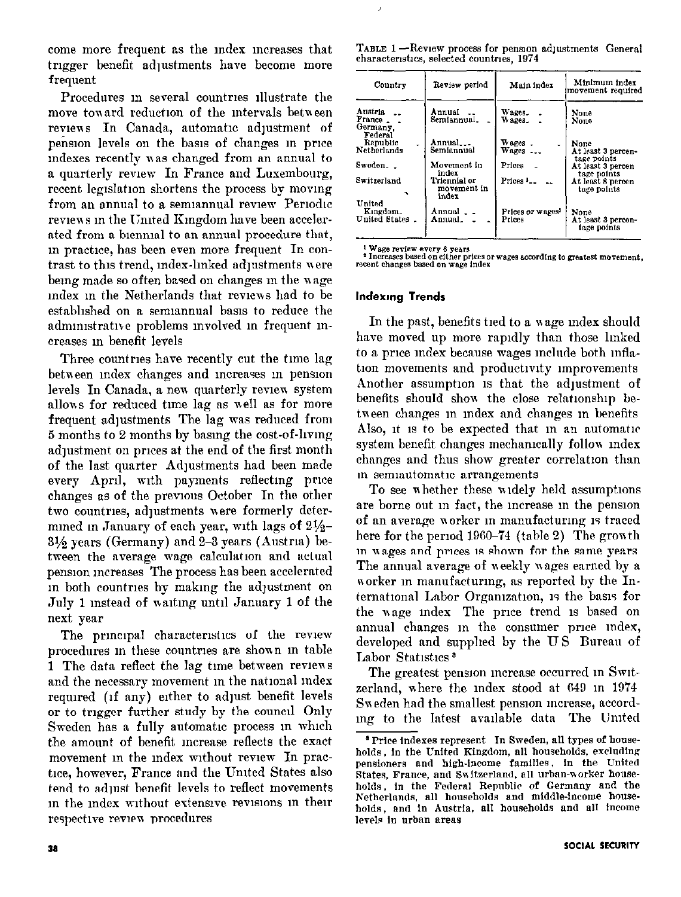come more frequent as the index increases that trigger benefit adjustments have become more frequent

Procedures in several countries illustrate the move toward reduction of the intervals between reviews In Canada, automatic adjustment of pension levels on the basis of changes in price indexes recently was changed from an annual to a quarterly review In France and Luxembourg, recent legislation shortens the process by moving from an annual to a semiannual review Periodic reviews in the United Kingdom have been accelerated from a biennial to an annual procedure that, in practice, has been even more frequent In contrast to this trend, index-linked adjustments were being made so often based on changes in the wage index in the Netherlands that reviews had to be established on a semiannual basis to reduce the administrative problems involved in frequent increases in benefit levels

Three countries have recently cut the time lag between index changes and increases in pension levels In Canada, a new quarterly review system allows for reduced time lag as well as for more frequent adjustments The lag was reduced from 5 months to 2 months by basing the cost-of-living adjustment on prices at the end of the first month of the last quarter Adjustments had been made every April, with payments reflecting price changes as of the previous October In the other two countries, adjustments were formerly determined in January of each year, with lags of 2½–3½ years (Germany) and 2–3 years (Austria) between the average wage calculation and actual pension increases The process has been accelerated in both countries by making the adjustment on July 1 instead of waiting until January 1 of the next year

The principal characteristics of the review procedures in these countries are shown in table 1 The data reflect the lag time between reviews and the necessary movement in the national index required (if any) either to adjust benefit levels or to trigger further study by the council Only Sweden has a fully automatic process in which the amount of benefit increase reflects the exact movement in the index without review In practice, however, France and the United States also tend to adjust benefit levels to reflect movements in the index without extensive revisions in their respective review procedures

TABLE 1 —Review process for pension adjustments General characteristics, selected countries, 1974

| Country | Review period | Main index | Minimum index movement required |
|---|---|---|---|
| Austria | Annual | Wages | None |
| France | Semiannual | Wages | None |
| Germany, Federal Republic | Annual | Wages | None |
| Netherlands | Semiannual | Wages | At least 3 percentage points |
| Sweden | Movement in index | Prices | At least 3 percentage points |
| Switzerland | Triennial or movement in index | Prices [1] | At least 8 percentage points |
| United Kingdom | Annual | Prices or wages [2] | None |
| United States | Annual | Prices | At least 3 percentage points |

[1] Wage review every 6 years
[2] Increases based on either prices or wages according to greatest movement, recent changes based on wage index

## Indexing Trends

In the past, benefits tied to a wage index should have moved up more rapidly than those linked to a price index because wages include both inflation movements and productivity improvements Another assumption is that the adjustment of benefits should show the close relationship between changes in index and changes in benefits Also, it is to be expected that in an automatic system benefit changes mechanically follow index changes and thus show greater correlation than in semiautomatic arrangements

To see whether these widely held assumptions are borne out in fact, the increase in the pension of an average worker in manufacturing is traced here for the period 1960–74 (table 2) The growth in wages and prices is shown for the same years The annual average of weekly wages earned by a worker in manufacturing, as reported by the International Labor Organization, is the basis for the wage index The price trend is based on annual changes in the consumer price index, developed and supplied by the U S Bureau of Labor Statistics [3]

The greatest pension increase occurred in Switzerland, where the index stood at 649 in 1974 Sweden had the smallest pension increase, according to the latest available data The United

[3] Price indexes represent In Sweden, all types of households, in the United Kingdom, all households, excluding pensioners and high-income families, in the United States, France, and Switzerland, all urban-worker households, in the Federal Republic of Germany and the Netherlands, all households and middle-income households, and in Austria, all households and all income levels in urban areas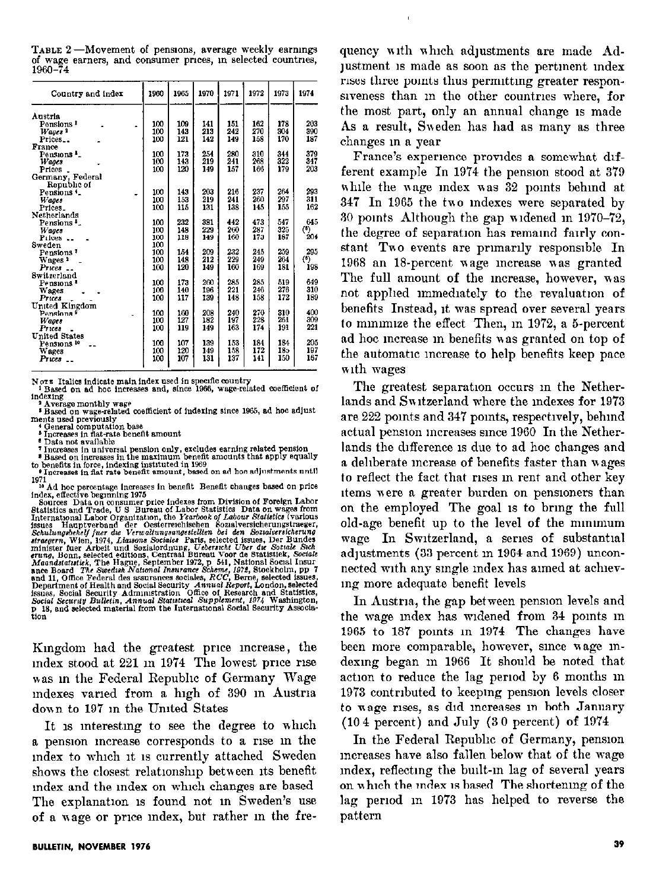TABLE 2.—Movement of pensions, average weekly earnings of wage earners, and consumer prices, in selected countries, 1960–74

| Country and index | 1960 | 1965 | 1970 | 1971 | 1972 | 1973 | 1974 |
|---|---|---|---|---|---|---|---|
| Austria | | | | | | | |
| Pensions [1] | 100 | 109 | 141 | 151 | 162 | 178 | 203 |
| *Wages* [2] | 100 | 143 | 213 | 242 | 270 | 304 | 390 |
| Prices | 100 | 121 | 142 | 149 | 158 | 170 | 187 |
| France | | | | | | | |
| Pensions [3] | 100 | 173 | 254 | 280 | 310 | 344 | 379 |
| *Wages* | 100 | 143 | 219 | 241 | 268 | 322 | 347 |
| Prices | 100 | 120 | 149 | 157 | 166 | 179 | 203 |
| Germany, Federal Republic of | | | | | | | |
| Pensions [4] | 100 | 143 | 203 | 216 | 237 | 264 | 293 |
| *Wages* | 100 | 153 | 219 | 241 | 260 | 297 | 311 |
| Prices | 100 | 116 | 131 | 138 | 145 | 155 | 162 |
| Netherlands | | | | | | | |
| Pensions [5] | 100 | 232 | 391 | 442 | 473 | 547 | 645 |
| *Wages* | 100 | 148 | 229 | 260 | 287 | 325 | (6) |
| Prices | 100 | 118 | 149 | 160 | 173 | 187 | 204 |
| Sweden | 100 | | | | | | |
| Pensions [7] | 100 | 154 | 209 | 232 | 245 | 259 | 295 |
| Wages [2] | 100 | 148 | 212 | 229 | 249 | 264 | (6) |
| *Prices* | 100 | 120 | 149 | 160 | 169 | 181 | 198 |
| Switzerland | | | | | | | |
| Pensions [8] | 100 | 173 | 260 | 285 | 285 | 519 | 649 |
| Wages | 100 | 140 | 196 | 221 | 246 | 276 | 310 |
| *Prices* | 100 | 117 | 139 | 148 | 158 | 172 | 189 |
| United Kingdom | | | | | | | |
| Pensions [9] | 100 | 160 | 208 | 240 | 270 | 310 | 400 |
| *Wages* | 100 | 127 | 182 | 197 | 228 | 261 | 309 |
| *Prices* | 100 | 119 | 149 | 163 | 174 | 191 | 221 |
| United States | | | | | | | |
| Pensions [10] | 100 | 107 | 139 | 153 | 184 | 184 | 205 |
| Wages | 100 | 120 | 149 | 158 | 172 | 185 | 197 |
| *Prices* | 100 | 107 | 131 | 137 | 141 | 150 | 167 |

NOTE Italics indicate main index used in specific country

[1] Based on ad hoc increases and, since 1966, wage-related coefficient of indexing

[2] Average monthly wage

[3] Based on wage-related coefficient of indexing since 1965, ad hoc adjustments used previously

[4] General computation base

[5] Increases in flat-rate benefit amount

[6] Data not available

[7] Increases in universal pension only, excludes earning related pension

[8] Based on increases in the maximum benefit amounts that apply equally to benefits in force, indexing instituted in 1969

[9] Increases in flat rate benefit amount, based on ad hoc adjustments until 1971

[10] Ad hoc percentage increases in benefit. Benefit changes based on price index, effective beginning 1975

Sources Data on consumer price indexes from Division of Foreign Labor Statistics and Trade, U S Bureau of Labor Statistics Data on wages from International Labor Organization, the *Yearbook of Labour Statistics* (various issues Hauptverband der Oesterreichischen Sozialversicherungstraeger, *Schulungsbehelf fuer die Verwaltungsangestellten bei den Sozialversicherungstraegern*, Wien, 1974, *Liaisons Sociales* Paris, selected issues, Der Bundesminister fuer Arbeit und Sozialordnung, *Uebersicht Über die Soziale Sicherung*, Bonn, selected editions, Centraal Bureau Voor de Statistiek, *Sociale Maandstatistiek*, The Hague, September 1972, p 541, National Social Insurance Board *The Swedish National Insurance Scheme, 1972*, Stockholm, pp 7 and 11, Office Federal des assurances sociales, *RCC*, Berne, selected issues, Department of Health and Social Security *Annual Report*, London, selected issues, Social Security Administration Office of Research and Statistics, *Social Security Bulletin, Annual Statistical Supplement, 1974* Washington, p 18, and selected material from the International Social Security Association

Kingdom had the greatest price increase, the index stood at 221 in 1974 The lowest price rise was in the Federal Republic of Germany Wage indexes varied from a high of 390 in Austria down to 197 in the United States

It is interesting to see the degree to which a pension increase corresponds to a rise in the index to which it is currently attached Sweden shows the closest relationship between its benefit index and the index on which changes are based The explanation is found not in Sweden's use of a wage or price index, but rather in the frequency with which adjustments are made Adjustment is made as soon as the pertinent index rises three points thus permitting greater responsiveness than in the other countries where, for the most part, only an annual change is made As a result, Sweden has had as many as three changes in a year

France's experience provides a somewhat different example In 1974 the pension stood at 379 while the wage index was 32 points behind at 347 In 1965 the two indexes were separated by 30 points Although the gap widened in 1970–72, the degree of separation has remaind fairly constant Two events are primarily responsible In 1968 an 18-percent wage increase was granted The full amount of the increase, however, was not applied immediately to the revaluation of benefits Instead, it was spread over several years to minimize the effect Then, in 1972, a 5-percent ad hoc increase in benefits was granted on top of the automatic increase to help benefits keep pace with wages

The greatest separation occurs in the Netherlands and Switzerland where the indexes for 1973 are 222 points and 347 points, respectively, behind actual pension increases since 1960 In the Netherlands the difference is due to ad hoc changes and a deliberate increase of benefits faster than wages to reflect the fact that rises in rent and other key items were a greater burden on pensioners than on the employed The goal is to bring the full old-age benefit up to the level of the minimum wage In Switzerland, a series of substantial adjustments (33 percent in 1964 and 1969) unconnected with any single index has aimed at achieving more adequate benefit levels

In Austria, the gap between pension levels and the wage index has widened from 34 points in 1965 to 187 points in 1974 The changes have been more comparable, however, since wage indexing began in 1966 It should be noted that action to reduce the lag period by 6 months in 1973 contributed to keeping pension levels closer to wage rises, as did increases in both January (10 4 percent) and July (3 0 percent) of 1974

In the Federal Republic of Germany, pension increases have also fallen below that of the wage index, reflecting the built-in lag of several years on which the index is based The shortening of the lag period in 1973 has helped to reverse the pattern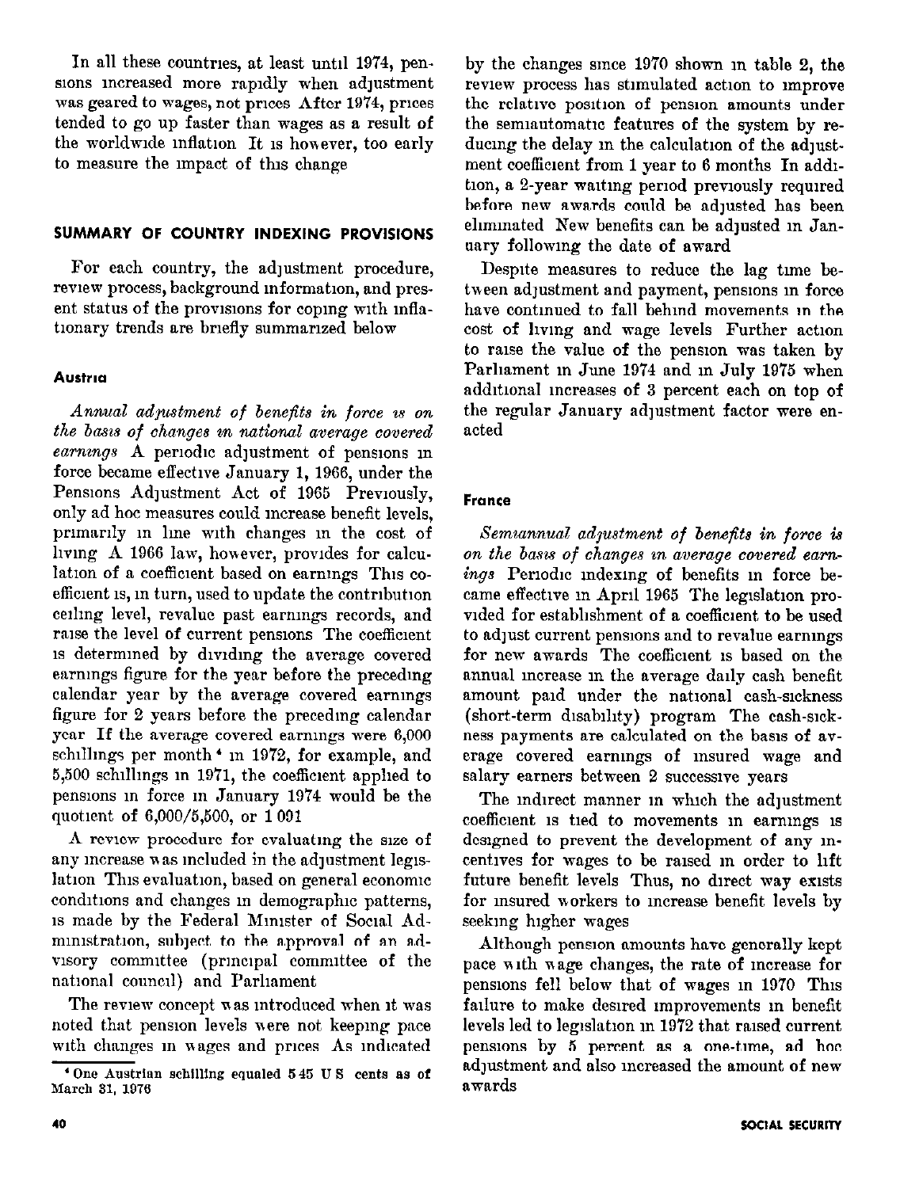In all these countries, at least until 1974, pensions increased more rapidly when adjustment was geared to wages, not prices After 1974, prices tended to go up faster than wages as a result of the worldwide inflation It is however, too early to measure the impact of this change

## SUMMARY OF COUNTRY INDEXING PROVISIONS

For each country, the adjustment procedure, review process, background information, and present status of the provisions for coping with inflationary trends are briefly summarized below

### Austria

*Annual adjustment of benefits in force is on the basis of changes in national average covered earnings* A periodic adjustment of pensions in force became effective January 1, 1966, under the Pensions Adjustment Act of 1965 Previously, only ad hoc measures could increase benefit levels, primarily in line with changes in the cost of living A 1966 law, however, provides for calculation of a coefficient based on earnings This coefficient is, in turn, used to update the contribution ceiling level, revalue past earnings records, and raise the level of current pensions The coefficient is determined by dividing the average covered earnings figure for the year before the preceding calendar year by the average covered earnings figure for 2 years before the preceding calendar year If the average covered earnings were 6,000 schillings per month[4] in 1972, for example, and 5,500 schillings in 1971, the coefficient applied to pensions in force in January 1974 would be the quotient of 6,000/5,500, or 1 091

A review procedure for evaluating the size of any increase was included in the adjustment legislation This evaluation, based on general economic conditions and changes in demographic patterns, is made by the Federal Minister of Social Administration, subject to the approval of an advisory committee (principal committee of the national council) and Parliament

The review concept was introduced when it was noted that pension levels were not keeping pace with changes in wages and prices As indicated by the changes since 1970 shown in table 2, the review process has stimulated action to improve the relative position of pension amounts under the semiautomatic features of the system by reducing the delay in the calculation of the adjustment coefficient from 1 year to 6 months In addition, a 2-year waiting period previously required before new awards could be adjusted has been eliminated New benefits can be adjusted in January following the date of award

Despite measures to reduce the lag time between adjustment and payment, pensions in force have continued to fall behind movements in the cost of living and wage levels Further action to raise the value of the pension was taken by Parliament in June 1974 and in July 1975 when additional increases of 3 percent each on top of the regular January adjustment factor were enacted

### France

*Semiannual adjustment of benefits in force is on the basis of changes in average covered earnings* Periodic indexing of benefits in force became effective in April 1965 The legislation provided for establishment of a coefficient to be used to adjust current pensions and to revalue earnings for new awards The coefficient is based on the annual increase in the average daily cash benefit amount paid under the national cash-sickness (short-term disability) program The cash-sickness payments are calculated on the basis of average covered earnings of insured wage and salary earners between 2 successive years

The indirect manner in which the adjustment coefficient is tied to movements in earnings is designed to prevent the development of any incentives for wages to be raised in order to lift future benefit levels Thus, no direct way exists for insured workers to increase benefit levels by seeking higher wages

Although pension amounts have generally kept pace with wage changes, the rate of increase for pensions fell below that of wages in 1970 This failure to make desired improvements in benefit levels led to legislation in 1972 that raised current pensions by 5 percent as a one-time, ad hoc adjustment and also increased the amount of new awards

[4] One Austrian schilling equaled 5 45 U S cents as of March 31, 1976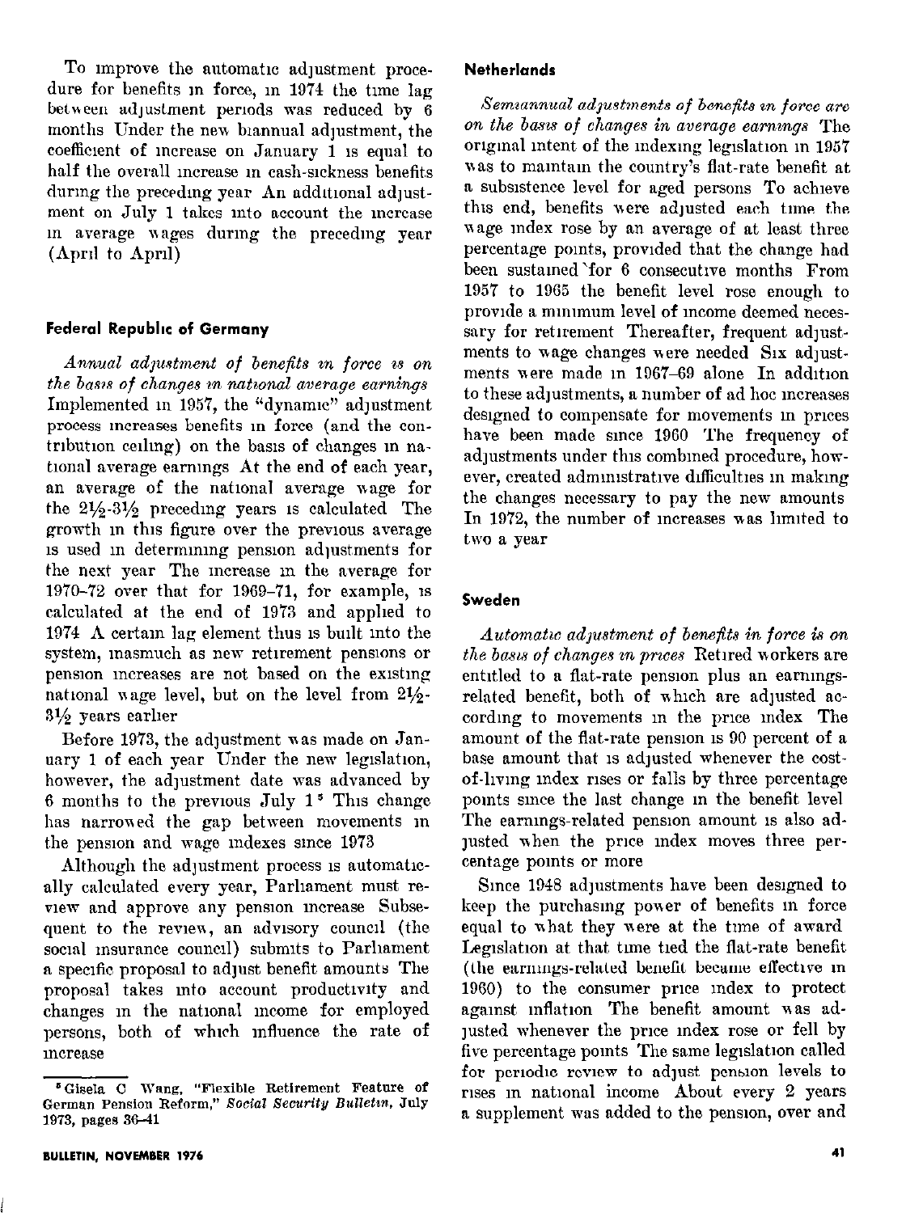To improve the automatic adjustment procedure for benefits in force, in 1974 the time lag between adjustment periods was reduced by 6 months Under the new biannual adjustment, the coefficient of increase on January 1 is equal to half the overall increase in cash-sickness benefits during the preceding year An additional adjustment on July 1 takes into account the increase in average wages during the preceding year (April to April)

### Federal Republic of Germany

*Annual adjustment of benefits in force is on the basis of changes in national average earnings* Implemented in 1957, the "dynamic" adjustment process increases benefits in force (and the contribution ceiling) on the basis of changes in national average earnings At the end of each year, an average of the national average wage for the 2½-3½ preceding years is calculated The growth in this figure over the previous average is used in determining pension adjustments for the next year The increase in the average for 1970-72 over that for 1969-71, for example, is calculated at the end of 1973 and applied to 1974 A certain lag element thus is built into the system, inasmuch as new retirement pensions or pension increases are not based on the existing national wage level, but on the level from 2½-3½ years earlier

Before 1973, the adjustment was made on January 1 of each year Under the new legislation, however, the adjustment date was advanced by 6 months to the previous July 1 [5] This change has narrowed the gap between movements in the pension and wage indexes since 1973

Although the adjustment process is automatically calculated every year, Parliament must review and approve any pension increase Subsequent to the review, an advisory council (the social insurance council) submits to Parliament a specific proposal to adjust benefit amounts The proposal takes into account productivity and changes in the national income for employed persons, both of which influence the rate of increase

### Netherlands

*Semiannual adjustments of benefits in force are on the basis of changes in average earnings* The original intent of the indexing legislation in 1957 was to maintain the country's flat-rate benefit at a subsistence level for aged persons To achieve this end, benefits were adjusted each time the wage index rose by an average of at least three percentage points, provided that the change had been sustained for 6 consecutive months From 1957 to 1965 the benefit level rose enough to provide a minimum level of income deemed necessary for retirement Thereafter, frequent adjustments to wage changes were needed Six adjustments were made in 1967-69 alone In addition to these adjustments, a number of ad hoc increases designed to compensate for movements in prices have been made since 1960 The frequency of adjustments under this combined procedure, however, created administrative difficulties in making the changes necessary to pay the new amounts In 1972, the number of increases was limited to two a year

### Sweden

*Automatic adjustment of benefits in force is on the basis of changes in prices* Retired workers are entitled to a flat-rate pension plus an earnings-related benefit, both of which are adjusted according to movements in the price index The amount of the flat-rate pension is 90 percent of a base amount that is adjusted whenever the cost-of-living index rises or falls by three percentage points since the last change in the benefit level The earnings-related pension amount is also adjusted when the price index moves three percentage points or more

Since 1948 adjustments have been designed to keep the purchasing power of benefits in force equal to what they were at the time of award Legislation at that time tied the flat-rate benefit (the earnings-related benefit became effective in 1960) to the consumer price index to protect against inflation The benefit amount was adjusted whenever the price index rose or fell by five percentage points The same legislation called for periodic review to adjust pension levels to rises in national income About every 2 years a supplement was added to the pension, over and

[5] Gisela C Wang, "Flexible Retirement Feature of German Pension Reform," *Social Security Bulletin*, July 1973, pages 36-41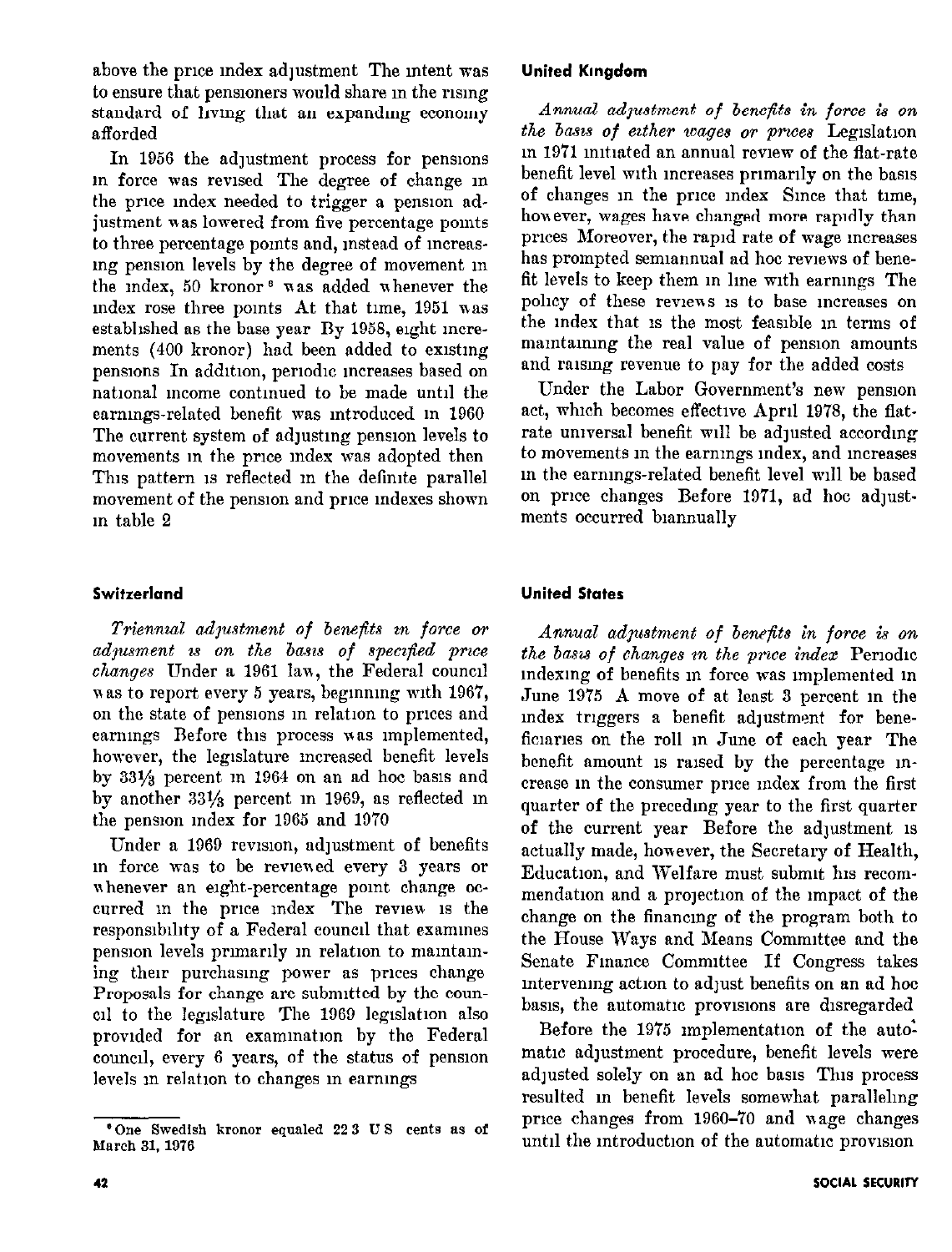above the price index adjustment The intent was to ensure that pensioners would share in the rising standard of living that an expanding economy afforded

In 1956 the adjustment process for pensions in force was revised The degree of change in the price index needed to trigger a pension adjustment was lowered from five percentage points to three percentage points and, instead of increasing pension levels by the degree of movement in the index, 50 kronor[6] was added whenever the index rose three points At that time, 1951 was established as the base year By 1958, eight increments (400 kronor) had been added to existing pensions In addition, periodic increases based on national income continued to be made until the earnings-related benefit was introduced in 1960 The current system of adjusting pension levels to movements in the price index was adopted then This pattern is reflected in the definite parallel movement of the pension and price indexes shown in table 2

### Switzerland

*Triennial adjustment of benefits in force or adjusment is on the basis of specified price changes* Under a 1961 law, the Federal council was to report every 5 years, beginning with 1967, on the state of pensions in relation to prices and earnings Before this process was implemented, however, the legislature increased benefit levels by 33⅓ percent in 1964 on an ad hoc basis and by another 33⅓ percent in 1969, as reflected in the pension index for 1965 and 1970

Under a 1969 revision, adjustment of benefits in force was to be reviewed every 3 years or whenever an eight-percentage point change occurred in the price index The review is the responsibility of a Federal council that examines pension levels primarily in relation to maintaining their purchasing power as prices change Proposals for change are submitted by the council to the legislature The 1969 legislation also provided for an examination by the Federal council, every 6 years, of the status of pension levels in relation to changes in earnings

### United Kingdom

*Annual adjustment of benefits in force is on the basis of either wages or prices* Legislation in 1971 initiated an annual review of the flat-rate benefit level with increases primarily on the basis of changes in the price index Since that time, however, wages have changed more rapidly than prices Moreover, the rapid rate of wage increases has prompted semiannual ad hoc reviews of benefit levels to keep them in line with earnings The policy of these reviews is to base increases on the index that is the most feasible in terms of maintaining the real value of pension amounts and raising revenue to pay for the added costs

Under the Labor Government's new pension act, which becomes effective April 1978, the flat-rate universal benefit will be adjusted according to movements in the earnings index, and increases in the earnings-related benefit level will be based on price changes Before 1971, ad hoc adjustments occurred biannually

### United States

*Annual adjustment of benefits in force is on the basis of changes in the price index* Periodic indexing of benefits in force was implemented in June 1975 A move of at least 3 percent in the index triggers a benefit adjustment for beneficiaries on the roll in June of each year The benefit amount is raised by the percentage increase in the consumer price index from the first quarter of the preceding year to the first quarter of the current year Before the adjustment is actually made, however, the Secretary of Health, Education, and Welfare must submit his recommendation and a projection of the impact of the change on the financing of the program both to the House Ways and Means Committee and the Senate Finance Committee If Congress takes intervening action to adjust benefits on an ad hoc basis, the automatic provisions are disregarded

Before the 1975 implementation of the automatic adjustment procedure, benefit levels were adjusted solely on an ad hoc basis This process resulted in benefit levels somewhat paralleling price changes from 1960–70 and wage changes until the introduction of the automatic provision

---

[6] One Swedish kronor equaled 22 3 U S cents as of March 31, 1976